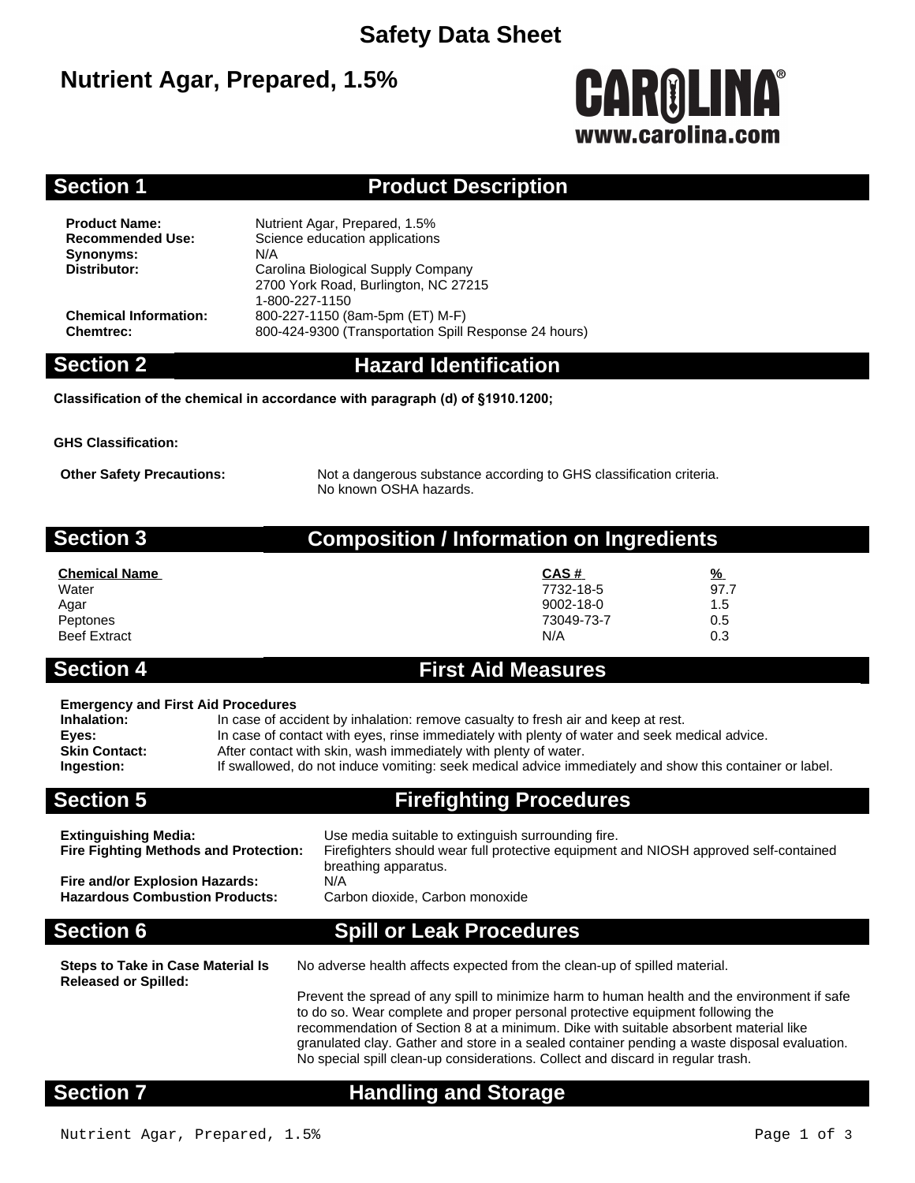# Safety Data Sheet

## Nutrient Agar, Prepared, 1.5%

CAROLINA®
www.carolina.com

## Section 1 Product Description

**Product Name:** Nutrient Agar, Prepared, 1.5%
**Recommended Use:** Science education applications
**Synonyms:** N/A
**Distributor:** Carolina Biological Supply Company
2700 York Road, Burlington, NC 27215
1-800-227-1150
**Chemical Information:** 800-227-1150 (8am-5pm (ET) M-F)
**Chemtrec:** 800-424-9300 (Transportation Spill Response 24 hours)

## Section 2 Hazard Identification

**Classification of the chemical in accordance with paragraph (d) of §1910.1200;**

**GHS Classification:**

**Other Safety Precautions:** Not a dangerous substance according to GHS classification criteria.
No known OSHA hazards.

## Section 3 Composition / Information on Ingredients

| Chemical Name | CAS # | % |
|---|---|---|
| Water | 7732-18-5 | 97.7 |
| Agar | 9002-18-0 | 1.5 |
| Peptones | 73049-73-7 | 0.5 |
| Beef Extract | N/A | 0.3 |

## Section 4 First Aid Measures

**Emergency and First Aid Procedures**

**Inhalation:** In case of accident by inhalation: remove casualty to fresh air and keep at rest.
**Eyes:** In case of contact with eyes, rinse immediately with plenty of water and seek medical advice.
**Skin Contact:** After contact with skin, wash immediately with plenty of water.
**Ingestion:** If swallowed, do not induce vomiting: seek medical advice immediately and show this container or label.

## Section 5 Firefighting Procedures

**Extinguishing Media:** Use media suitable to extinguish surrounding fire.
**Fire Fighting Methods and Protection:** Firefighters should wear full protective equipment and NIOSH approved self-contained breathing apparatus.
**Fire and/or Explosion Hazards:** N/A
**Hazardous Combustion Products:** Carbon dioxide, Carbon monoxide

## Section 6 Spill or Leak Procedures

**Steps to Take in Case Material Is Released or Spilled:** No adverse health affects expected from the clean-up of spilled material.

Prevent the spread of any spill to minimize harm to human health and the environment if safe to do so. Wear complete and proper personal protective equipment following the recommendation of Section 8 at a minimum. Dike with suitable absorbent material like granulated clay. Gather and store in a sealed container pending a waste disposal evaluation. No special spill clean-up considerations. Collect and discard in regular trash.

## Section 7 Handling and Storage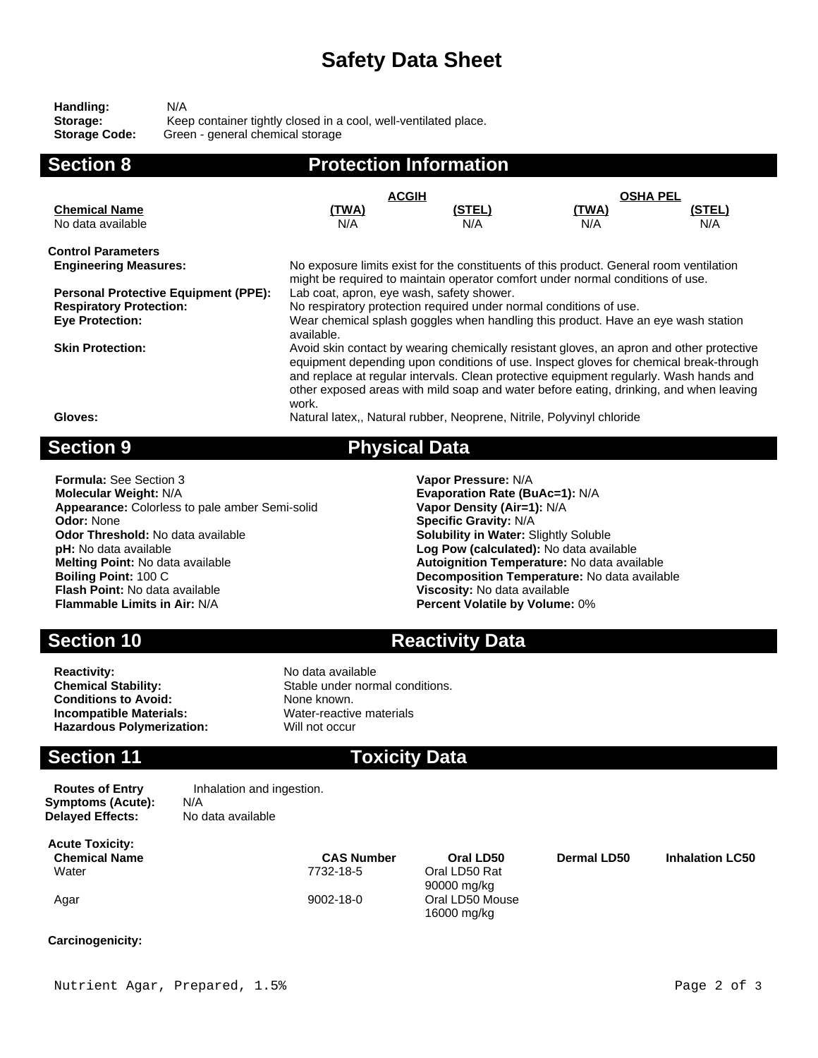# Safety Data Sheet

**Handling:** N/A
**Storage:** Keep container tightly closed in a cool, well-ventilated place.
**Storage Code:** Green - general chemical storage

## Section 8 Protection Information

| | ACGIH | | OSHA PEL | |
|---|---|---|---|---|
| **Chemical Name** | **(TWA)** | **(STEL)** | **(TWA)** | **(STEL)** |
| No data available | N/A | N/A | N/A | N/A |

**Control Parameters**

**Engineering Measures:** No exposure limits exist for the constituents of this product. General room ventilation might be required to maintain operator comfort under normal conditions of use.

**Personal Protective Equipment (PPE):** Lab coat, apron, eye wash, safety shower.

**Respiratory Protection:** No respiratory protection required under normal conditions of use.

**Eye Protection:** Wear chemical splash goggles when handling this product. Have an eye wash station available.

**Skin Protection:** Avoid skin contact by wearing chemically resistant gloves, an apron and other protective equipment depending upon conditions of use. Inspect gloves for chemical break-through and replace at regular intervals. Clean protective equipment regularly. Wash hands and other exposed areas with mild soap and water before eating, drinking, and when leaving work.

**Gloves:** Natural latex,, Natural rubber, Neoprene, Nitrile, Polyvinyl chloride

## Section 9 Physical Data

**Formula:** See Section 3
**Molecular Weight:** N/A
**Appearance:** Colorless to pale amber Semi-solid
**Odor:** None
**Odor Threshold:** No data available
**pH:** No data available
**Melting Point:** No data available
**Boiling Point:** 100 C
**Flash Point:** No data available
**Flammable Limits in Air:** N/A
**Vapor Pressure:** N/A
**Evaporation Rate (BuAc=1):** N/A
**Vapor Density (Air=1):** N/A
**Specific Gravity:** N/A
**Solubility in Water:** Slightly Soluble
**Log Pow (calculated):** No data available
**Autoignition Temperature:** No data available
**Decomposition Temperature:** No data available
**Viscosity:** No data available
**Percent Volatile by Volume:** 0%

## Section 10 Reactivity Data

**Reactivity:** No data available
**Chemical Stability:** Stable under normal conditions.
**Conditions to Avoid:** None known.
**Incompatible Materials:** Water-reactive materials
**Hazardous Polymerization:** Will not occur

## Section 11 Toxicity Data

**Routes of Entry** Inhalation and ingestion.
**Symptoms (Acute):** N/A
**Delayed Effects:** No data available

**Acute Toxicity:**

| Chemical Name | CAS Number | Oral LD50 | Dermal LD50 | Inhalation LC50 |
|---|---|---|---|---|
| Water | 7732-18-5 | Oral LD50 Rat 90000 mg/kg | | |
| Agar | 9002-18-0 | Oral LD50 Mouse 16000 mg/kg | | |

**Carcinogenicity:**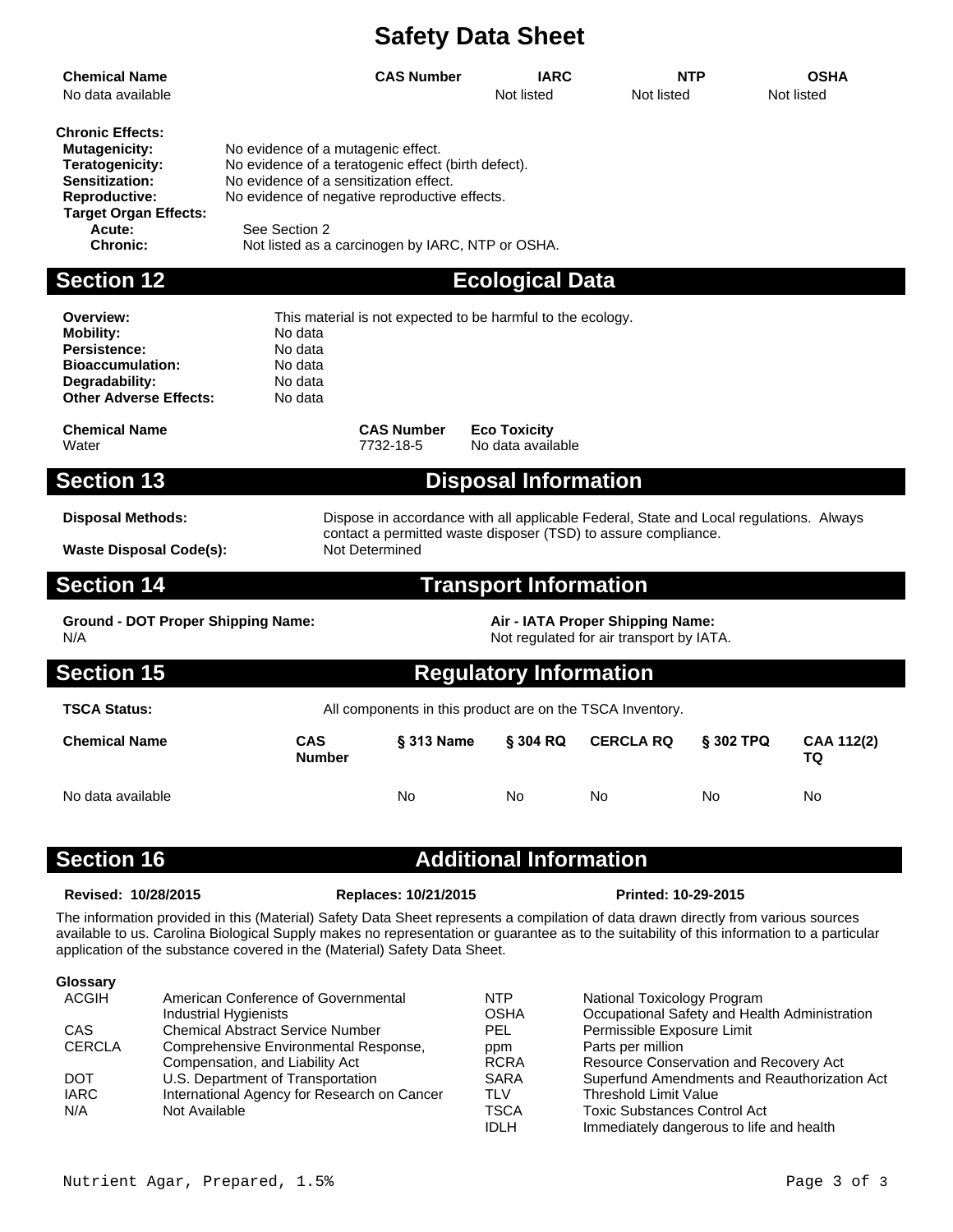# Safety Data Sheet

| Chemical Name | CAS Number | IARC | NTP | OSHA |
|---|---|---|---|---|
| No data available | | Not listed | Not listed | Not listed |

**Chronic Effects:**

**Mutagenicity:** No evidence of a mutagenic effect.
**Teratogenicity:** No evidence of a teratogenic effect (birth defect).
**Sensitization:** No evidence of a sensitization effect.
**Reproductive:** No evidence of negative reproductive effects.
**Target Organ Effects:**
**Acute:** See Section 2
**Chronic:** Not listed as a carcinogen by IARC, NTP or OSHA.

## Section 12 Ecological Data

**Overview:** This material is not expected to be harmful to the ecology.
**Mobility:** No data
**Persistence:** No data
**Bioaccumulation:** No data
**Degradability:** No data
**Other Adverse Effects:** No data

| Chemical Name | CAS Number | Eco Toxicity |
|---|---|---|
| Water | 7732-18-5 | No data available |

## Section 13 Disposal Information

**Disposal Methods:** Dispose in accordance with all applicable Federal, State and Local regulations. Always contact a permitted waste disposer (TSD) to assure compliance.

**Waste Disposal Code(s):** Not Determined

## Section 14 Transport Information

**Ground - DOT Proper Shipping Name:**
N/A

**Air - IATA Proper Shipping Name:**
Not regulated for air transport by IATA.

## Section 15 Regulatory Information

**TSCA Status:** All components in this product are on the TSCA Inventory.

| Chemical Name | CAS Number | § 313 Name | § 304 RQ | CERCLA RQ | § 302 TPQ | CAA 112(2) TQ |
|---|---|---|---|---|---|---|
| No data available | | No | No | No | No | No |

## Section 16 Additional Information

**Revised: 10/28/2015** **Replaces: 10/21/2015** **Printed: 10-29-2015**

The information provided in this (Material) Safety Data Sheet represents a compilation of data drawn directly from various sources available to us. Carolina Biological Supply makes no representation or guarantee as to the suitability of this information to a particular application of the substance covered in the (Material) Safety Data Sheet.

**Glossary**

| | |
|---|---|
| ACGIH | American Conference of Governmental Industrial Hygienists |
| CAS | Chemical Abstract Service Number |
| CERCLA | Comprehensive Environmental Response, Compensation, and Liability Act |
| DOT | U.S. Department of Transportation |
| IARC | International Agency for Research on Cancer |
| N/A | Not Available |
| NTP | National Toxicology Program |
| OSHA | Occupational Safety and Health Administration |
| PEL | Permissible Exposure Limit |
| ppm | Parts per million |
| RCRA | Resource Conservation and Recovery Act |
| SARA | Superfund Amendments and Reauthorization Act |
| TLV | Threshold Limit Value |
| TSCA | Toxic Substances Control Act |
| IDLH | Immediately dangerous to life and health |